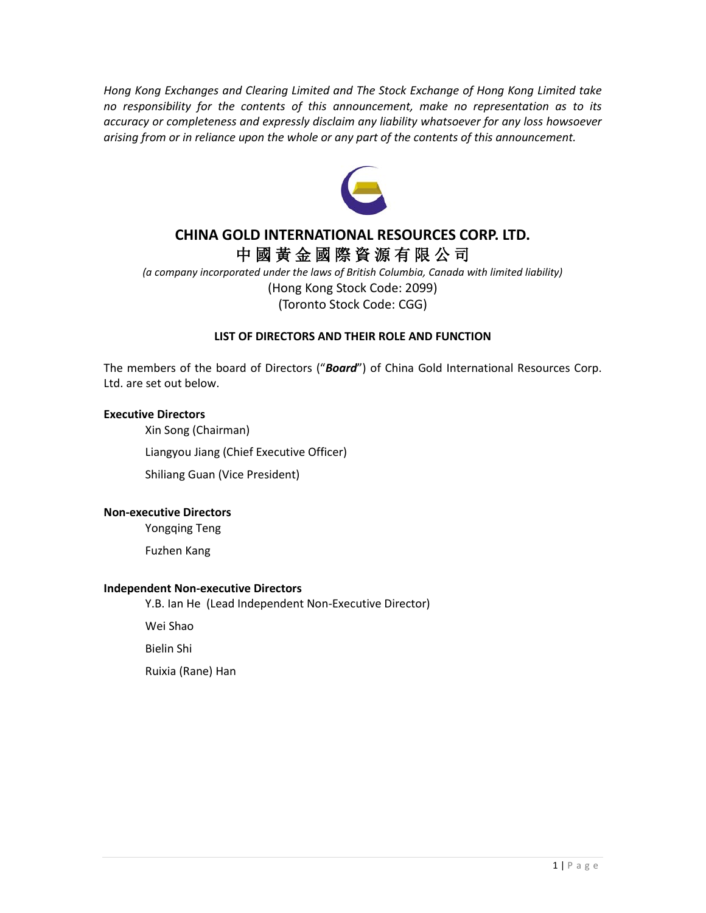*Hong Kong Exchanges and Clearing Limited and The Stock Exchange of Hong Kong Limited take no responsibility for the contents of this announcement, make no representation as to its accuracy or completeness and expressly disclaim any liability whatsoever for any loss howsoever arising from or in reliance upon the whole or any part of the contents of this announcement.*

# CHINA GOLD INTERNATIONAL RESOURCES CORP. LTD.

# 中國黃金國際資源有限公司

*(a company incorporated under the laws of British Columbia, Canada with limited liability)*

(Hong Kong Stock Code: 2099)

(Toronto Stock Code: CGG)

## LIST OF DIRECTORS AND THEIR ROLE AND FUNCTION

The members of the board of Directors ("***Board***") of China Gold International Resources Corp. Ltd. are set out below.

**Executive Directors**

Xin Song (Chairman)

Liangyou Jiang (Chief Executive Officer)

Shiliang Guan (Vice President)

**Non-executive Directors**

Yongqing Teng

Fuzhen Kang

**Independent Non-executive Directors**

Y.B. Ian He (Lead Independent Non-Executive Director)

Wei Shao

Bielin Shi

Ruixia (Rane) Han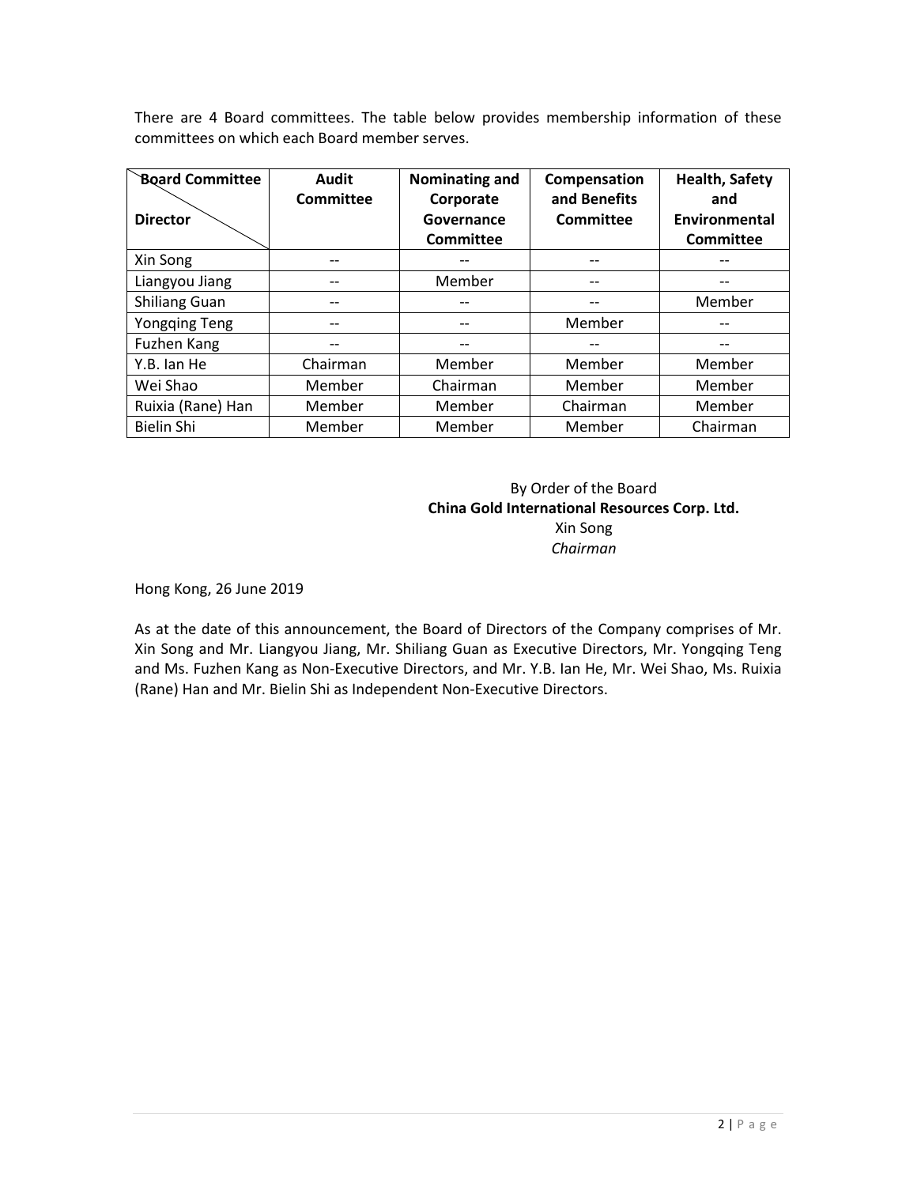There are 4 Board committees. The table below provides membership information of these committees on which each Board member serves.

| Board Committee / Director | Audit Committee | Nominating and Corporate Governance Committee | Compensation and Benefits Committee | Health, Safety and Environmental Committee |
|---|---|---|---|---|
| Xin Song | -- | -- | -- | -- |
| Liangyou Jiang | -- | Member | -- | -- |
| Shiliang Guan | -- | -- | -- | Member |
| Yongqing Teng | -- | -- | Member | -- |
| Fuzhen Kang | -- | -- | -- | -- |
| Y.B. Ian He | Chairman | Member | Member | Member |
| Wei Shao | Member | Chairman | Member | Member |
| Ruixia (Rane) Han | Member | Member | Chairman | Member |
| Bielin Shi | Member | Member | Member | Chairman |

By Order of the Board
**China Gold International Resources Corp. Ltd.**
Xin Song
*Chairman*

Hong Kong, 26 June 2019

As at the date of this announcement, the Board of Directors of the Company comprises of Mr. Xin Song and Mr. Liangyou Jiang, Mr. Shiliang Guan as Executive Directors, Mr. Yongqing Teng and Ms. Fuzhen Kang as Non-Executive Directors, and Mr. Y.B. Ian He, Mr. Wei Shao, Ms. Ruixia (Rane) Han and Mr. Bielin Shi as Independent Non-Executive Directors.